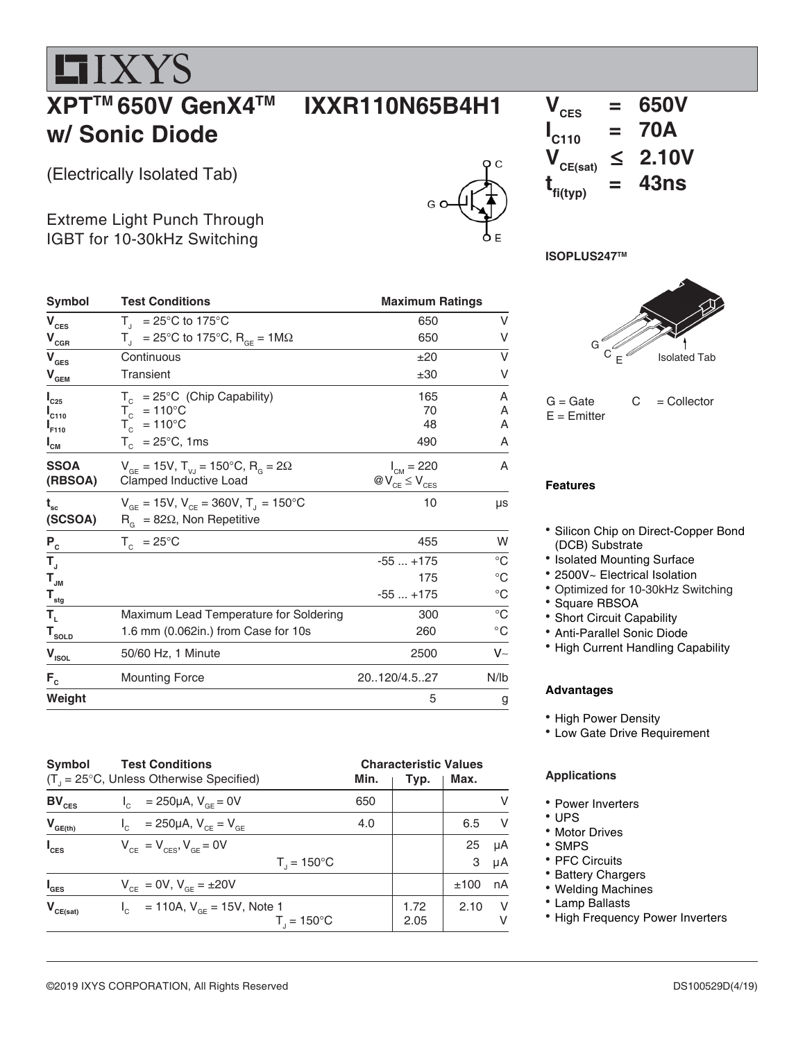IXYS

# XPT™ 650V GenX4™ w/ Sonic Diode

# IXXR110N65B4H1

(Electrically Isolated Tab)

Extreme Light Punch Through IGBT for 10-30kHz Switching

$V_{CES}$ = 650V
$I_{C110}$ = 70A
$V_{CE(sat)}$ ≤ 2.10V
$t_{fi(typ)}$ = 43ns

ISOPLUS247™

G = Gate  C = Collector
E = Emitter

Isolated Tab

| Symbol | Test Conditions | Maximum Ratings | |
|---|---|---|---|
| $V_{CES}$ | $T_J$ = 25°C to 175°C | 650 | V |
| $V_{CGR}$ | $T_J$ = 25°C to 175°C, $R_{GE}$ = 1MΩ | 650 | V |
| $V_{GES}$ | Continuous | ±20 | V |
| $V_{GEM}$ | Transient | ±30 | V |
| $I_{C25}$ | $T_C$ = 25°C (Chip Capability) | 165 | A |
| $I_{C110}$ | $T_C$ = 110°C | 70 | A |
| $I_{F110}$ | $T_C$ = 110°C | 48 | A |
| $I_{CM}$ | $T_C$ = 25°C, 1ms | 490 | A |
| SSOA (RBSOA) | $V_{GE}$ = 15V, $T_{VJ}$ = 150°C, $R_G$ = 2Ω Clamped Inductive Load | $I_{CM}$ = 220 @$V_{CE} \leq V_{CES}$ | A |
| $t_{sc}$ (SCSOA) | $V_{GE}$ = 15V, $V_{CE}$ = 360V, $T_J$ = 150°C $R_G$ = 82Ω, Non Repetitive | 10 | µs |
| $P_C$ | $T_C$ = 25°C | 455 | W |
| $T_J$ | | -55 ... +175 | °C |
| $T_{JM}$ | | 175 | °C |
| $T_{stg}$ | | -55 ... +175 | °C |
| $T_L$ | Maximum Lead Temperature for Soldering | 300 | °C |
| $T_{SOLD}$ | 1.6 mm (0.062in.) from Case for 10s | 260 | °C |
| $V_{ISOL}$ | 50/60 Hz, 1 Minute | 2500 | V~ |
| $F_C$ | Mounting Force | 20..120/4.5..27 | N/lb |
| Weight | | 5 | g |

| Symbol | Test Conditions ($T_J$ = 25°C, Unless Otherwise Specified) | Characteristic Values Min. | Typ. | Max. | |
|---|---|---|---|---|---|
| $BV_{CES}$ | $I_C$ = 250µA, $V_{GE}$ = 0V | 650 | | | V |
| $V_{GE(th)}$ | $I_C$ = 250µA, $V_{CE}$ = $V_{GE}$ | 4.0 | | 6.5 | V |
| $I_{CES}$ | $V_{CE}$ = $V_{CES}$, $V_{GE}$ = 0V | | | 25 | µA |
| | $T_J$ = 150°C | | | 3 | µA |
| $I_{GES}$ | $V_{CE}$ = 0V, $V_{GE}$ = ±20V | | | ±100 | nA |
| $V_{CE(sat)}$ | $I_C$ = 110A, $V_{GE}$ = 15V, Note 1 | | 1.72 | 2.10 | V |
| | $T_J$ = 150°C | | 2.05 | | V |

### Features

- Silicon Chip on Direct-Copper Bond (DCB) Substrate
- Isolated Mounting Surface
- 2500V~ Electrical Isolation
- Optimized for 10-30kHz Switching
- Square RBSOA
- Short Circuit Capability
- Anti-Parallel Sonic Diode
- High Current Handling Capability

### Advantages

- High Power Density
- Low Gate Drive Requirement

### Applications

- Power Inverters
- UPS
- Motor Drives
- SMPS
- PFC Circuits
- Battery Chargers
- Welding Machines
- Lamp Ballasts
- High Frequency Power Inverters

©2019 IXYS CORPORATION, All Rights Reserved DS100529D(4/19)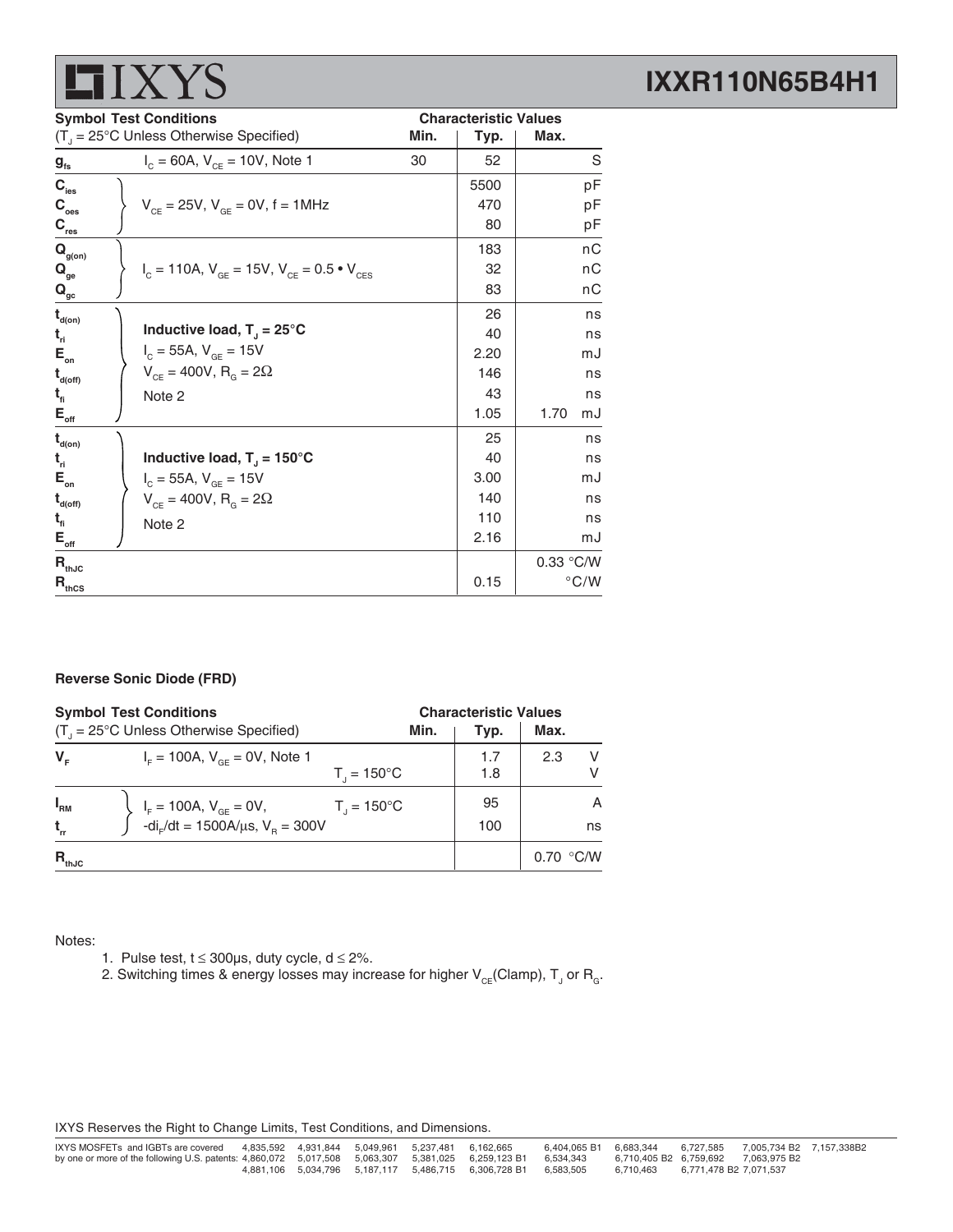| Symbol | Test Conditions ($T_J$ = 25°C Unless Otherwise Specified) | Min. | Typ. | Max. | |
|---|---|---|---|---|---|
| $g_{fs}$ | $I_C$ = 60A, $V_{CE}$ = 10V, Note 1 | 30 | 52 | | S |
| $C_{ies}$ | $V_{CE}$ = 25V, $V_{GE}$ = 0V, f = 1MHz | | 5500 | | pF |
| $C_{oes}$ | | | 470 | | pF |
| $C_{res}$ | | | 80 | | pF |
| $Q_{g(on)}$ | $I_C$ = 110A, $V_{GE}$ = 15V, $V_{CE}$ = 0.5 • $V_{CES}$ | | 183 | | nC |
| $Q_{ge}$ | | | 32 | | nC |
| $Q_{gc}$ | | | 83 | | nC |
| $t_{d(on)}$ | **Inductive load, $T_J$ = 25°C** | | 26 | | ns |
| $t_{ri}$ | $I_C$ = 55A, $V_{GE}$ = 15V | | 40 | | ns |
| $E_{on}$ | $V_{CE}$ = 400V, $R_G$ = 2Ω | | 2.20 | | mJ |
| $t_{d(off)}$ | Note 2 | | 146 | | ns |
| $t_{fi}$ | | | 43 | | ns |
| $E_{off}$ | | | 1.05 | 1.70 | mJ |
| $t_{d(on)}$ | **Inductive load, $T_J$ = 150°C** | | 25 | | ns |
| $t_{ri}$ | $I_C$ = 55A, $V_{GE}$ = 15V | | 40 | | ns |
| $E_{on}$ | $V_{CE}$ = 400V, $R_G$ = 2Ω | | 3.00 | | mJ |
| $t_{d(off)}$ | Note 2 | | 140 | | ns |
| $t_{fi}$ | | | 110 | | ns |
| $E_{off}$ | | | 2.16 | | mJ |
| $R_{thJC}$ | | | | 0.33 | °C/W |
| $R_{thCS}$ | | | 0.15 | | °C/W |

**Reverse Sonic Diode (FRD)**

| Symbol | Test Conditions ($T_J$ = 25°C Unless Otherwise Specified) | Min. | Typ. | Max. | |
|---|---|---|---|---|---|
| $V_F$ | $I_F$ = 100A, $V_{GE}$ = 0V, Note 1 | | 1.7 | 2.3 | V |
| | $T_J$ = 150°C | | 1.8 | | V |
| $I_{RM}$ | $I_F$ = 100A, $V_{GE}$ = 0V, $T_J$ = 150°C | | 95 | | A |
| $t_{rr}$ | $-di_F/dt$ = 1500A/μs, $V_R$ = 300V | | 100 | | ns |
| $R_{thJC}$ | | | | 0.70 | °C/W |

Notes:

1. Pulse test, t ≤ 300μs, duty cycle, d ≤ 2%.
2. Switching times & energy losses may increase for higher $V_{CE}$(Clamp), $T_J$ or $R_G$.

IXYS Reserves the Right to Change Limits, Test Conditions, and Dimensions.

IXYS MOSFETs and IGBTs are covered by one or more of the following U.S. patents: 4,835,592 4,860,072 4,881,106 4,931,844 5,017,508 5,034,796 5,049,961 5,063,307 5,187,117 5,237,481 5,381,025 5,486,715 6,162,665 6,259,123 B1 6,306,728 B1 6,404,065 B1 6,534,343 6,583,505 6,683,344 6,710,405 B2 6,710,463 6,727,585 6,759,692 6,771,478 B2 7,005,734 B2 7,063,975 B2 7,071,537 7,157,338B2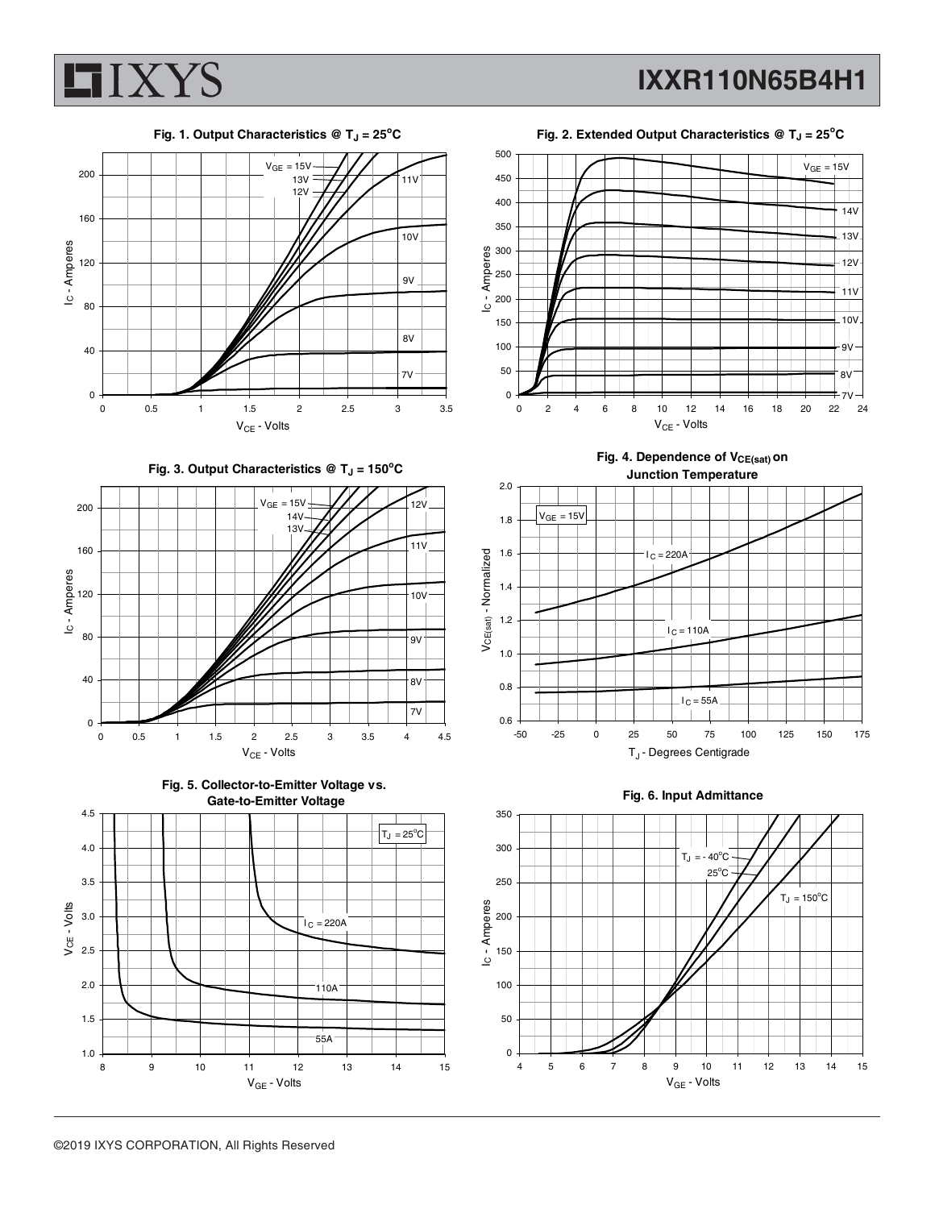Fig. 1. Output Characteristics @ $T_J = 25^oC$

Fig. 2. Extended Output Characteristics @ $T_J = 25^oC$

Fig. 3. Output Characteristics @ $T_J = 150^oC$

Fig. 4. Dependence of $V_{CE(sat)}$ on Junction Temperature

Fig. 5. Collector-to-Emitter Voltage vs. Gate-to-Emitter Voltage

Fig. 6. Input Admittance

©2019 IXYS CORPORATION, All Rights Reserved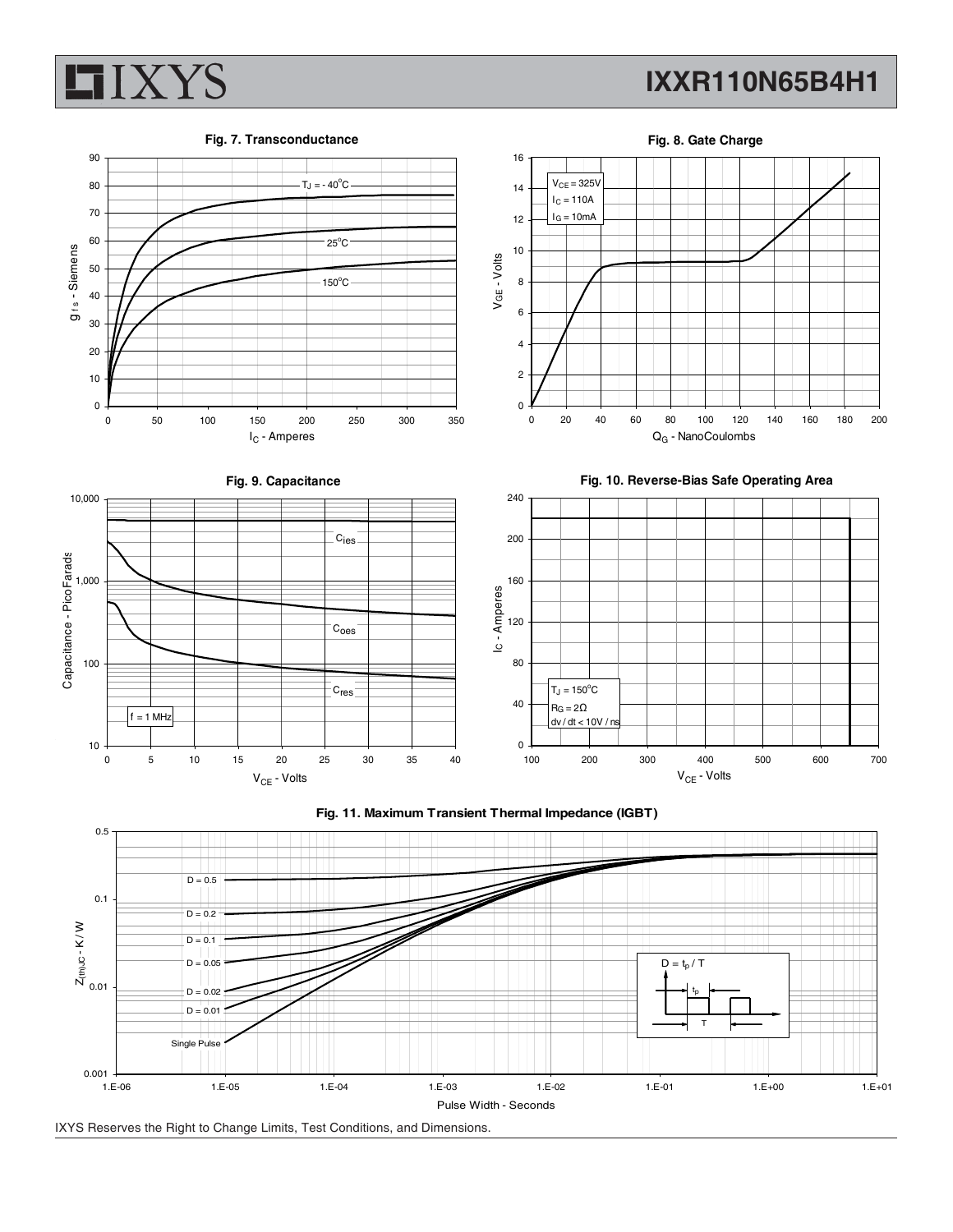**Fig. 7. Transconductance**

$T_J = -40^oC$, $25^oC$, $150^oC$

$g_{fs}$ - Siemens vs. $I_C$ - Amperes

**Fig. 8. Gate Charge**

$V_{CE} = 325V$
$I_C = 110A$
$I_G = 10mA$

$V_{GE}$ - Volts vs. $Q_G$ - NanoCoulombs

**Fig. 9. Capacitance**

$C_{ies}$, $C_{oes}$, $C_{res}$

f = 1 MHz

Capacitance - PicoFarads vs. $V_{CE}$ - Volts

**Fig. 10. Reverse-Bias Safe Operating Area**

$T_J = 150^oC$
$R_G = 2\Omega$
dv / dt < 10V / ns

$I_C$ - Amperes vs. $V_{CE}$ - Volts

**Fig. 11. Maximum Transient Thermal Impedance (IGBT)**

D = 0.5, D = 0.2, D = 0.1, D = 0.05, D = 0.02, D = 0.01, Single Pulse

$D = t_p / T$

$Z_{(th)JC}$ - K / W vs. Pulse Width - Seconds

IXYS Reserves the Right to Change Limits, Test Conditions, and Dimensions.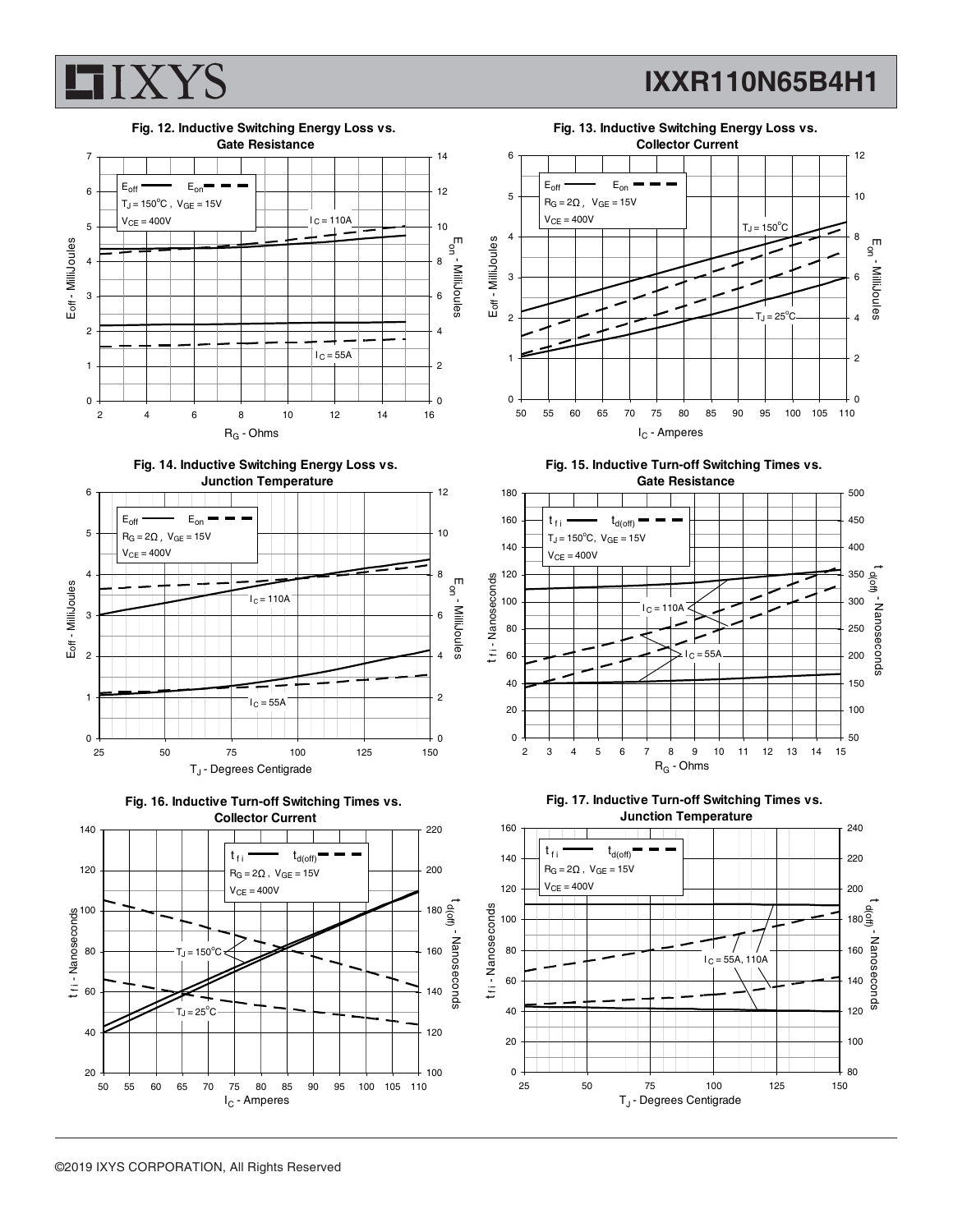**Fig. 12. Inductive Switching Energy Loss vs. Gate Resistance**

$E_{off}$ — $E_{on}$ - - -
$T_J = 150^oC$, $V_{GE} = 15V$
$V_{CE} = 400V$

$I_C = 110A$

$I_C = 55A$

$E_{off}$ - MilliJoules | $E_{on}$ - MilliJoules | $R_G$ - Ohms

**Fig. 13. Inductive Switching Energy Loss vs. Collector Current**

$E_{off}$ — $E_{on}$ - - -
$R_G = 2\Omega$, $V_{GE} = 15V$
$V_{CE} = 400V$

$T_J = 150^oC$

$T_J = 25^oC$

$E_{off}$ - MilliJoules | $E_{on}$ - MilliJoules | $I_C$ - Amperes

**Fig. 14. Inductive Switching Energy Loss vs. Junction Temperature**

$E_{off}$ — $E_{on}$ - - -
$R_G = 2\Omega$, $V_{GE} = 15V$
$V_{CE} = 400V$

$I_C = 110A$

$I_C = 55A$

$E_{off}$ - MilliJoules | $E_{on}$ - MilliJoules | $T_J$ - Degrees Centigrade

**Fig. 15. Inductive Turn-off Switching Times vs. Gate Resistance**

$t_{fi}$ — $t_{d(off)}$ - - -
$T_J = 150^oC$, $V_{GE} = 15V$
$V_{CE} = 400V$

$I_C = 110A$

$I_C = 55A$

$t_{fi}$ - Nanoseconds | $t_{d(off)}$ - Nanoseconds | $R_G$ - Ohms

**Fig. 16. Inductive Turn-off Switching Times vs. Collector Current**

$t_{fi}$ — $t_{d(off)}$ - - -
$R_G = 2\Omega$, $V_{GE} = 15V$
$V_{CE} = 400V$

$T_J = 150^oC$

$T_J = 25^oC$

$t_{fi}$ - Nanoseconds | $t_{d(off)}$ - Nanoseconds | $I_C$ - Amperes

**Fig. 17. Inductive Turn-off Switching Times vs. Junction Temperature**

$t_{fi}$ — $t_{d(off)}$ - - -
$R_G = 2\Omega$, $V_{GE} = 15V$
$V_{CE} = 400V$

$I_C = 55A, 110A$

$t_{fi}$ - Nanoseconds | $t_{d(off)}$ - Nanoseconds | $T_J$ - Degrees Centigrade

©2019 IXYS CORPORATION, All Rights Reserved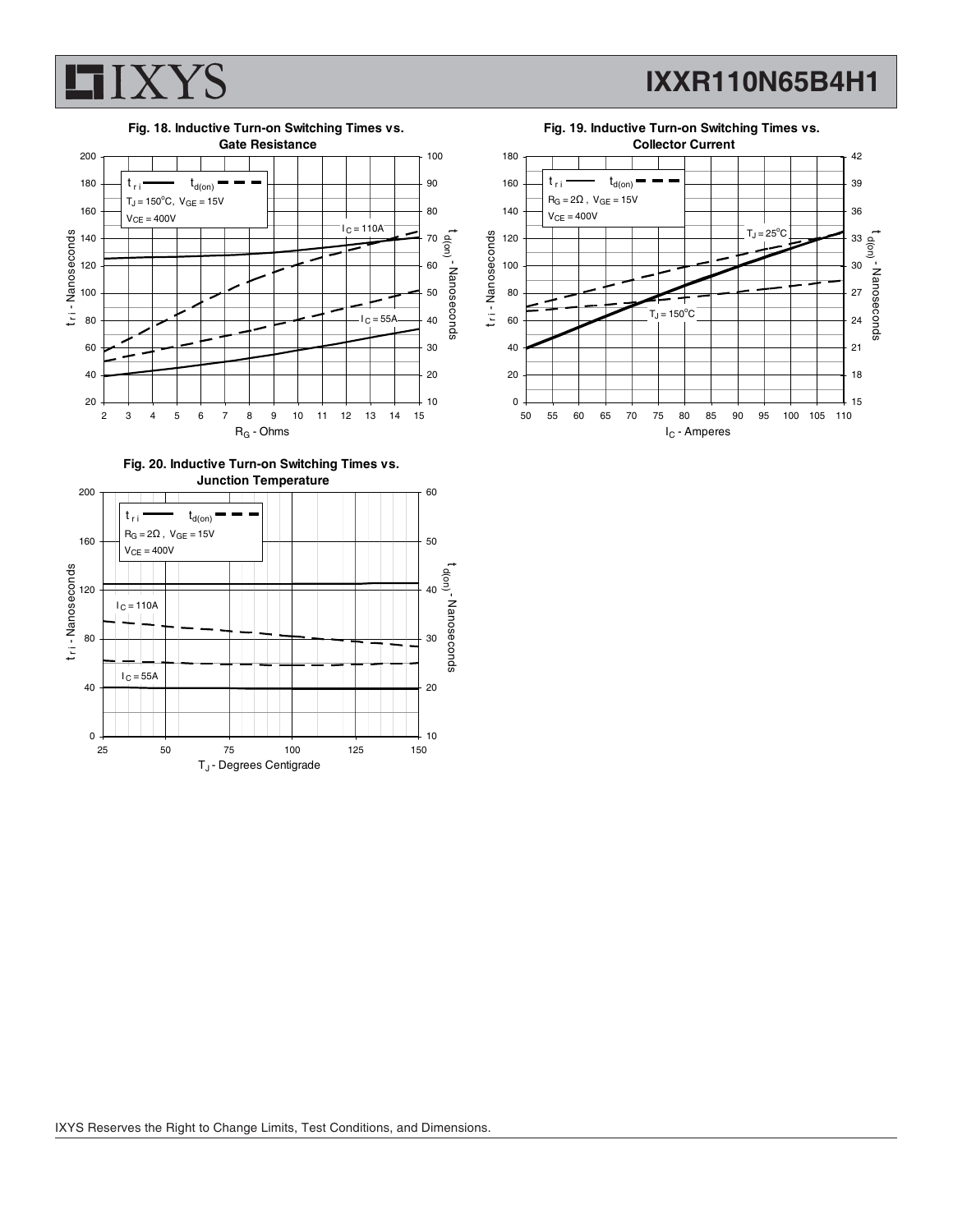**Fig. 18. Inductive Turn-on Switching Times vs. Gate Resistance**

$t_{ri}$ —— $t_{d(on)}$ - - -

$T_J = 150^oC$, $V_{GE} = 15V$

$V_{CE} = 400V$

$I_C = 110A$

$I_C = 55A$

$t_{ri}$ - Nanoseconds

$t_{d(on)}$ - Nanoseconds

$R_G$ - Ohms

**Fig. 19. Inductive Turn-on Switching Times vs. Collector Current**

$t_{ri}$ —— $t_{d(on)}$ - - -

$R_G = 2\Omega$ , $V_{GE} = 15V$

$V_{CE} = 400V$

$T_J = 25^oC$

$T_J = 150^oC$

$t_{ri}$ - Nanoseconds

$t_{d(on)}$ - Nanoseconds

$I_C$ - Amperes

**Fig. 20. Inductive Turn-on Switching Times vs. Junction Temperature**

$t_{ri}$ —— $t_{d(on)}$ - - -

$R_G = 2\Omega$ , $V_{GE} = 15V$

$V_{CE} = 400V$

$I_C = 110A$

$I_C = 55A$

$t_{ri}$ - Nanoseconds

$t_{d(on)}$ - Nanoseconds

$T_J$ - Degrees Centigrade

IXYS Reserves the Right to Change Limits, Test Conditions, and Dimensions.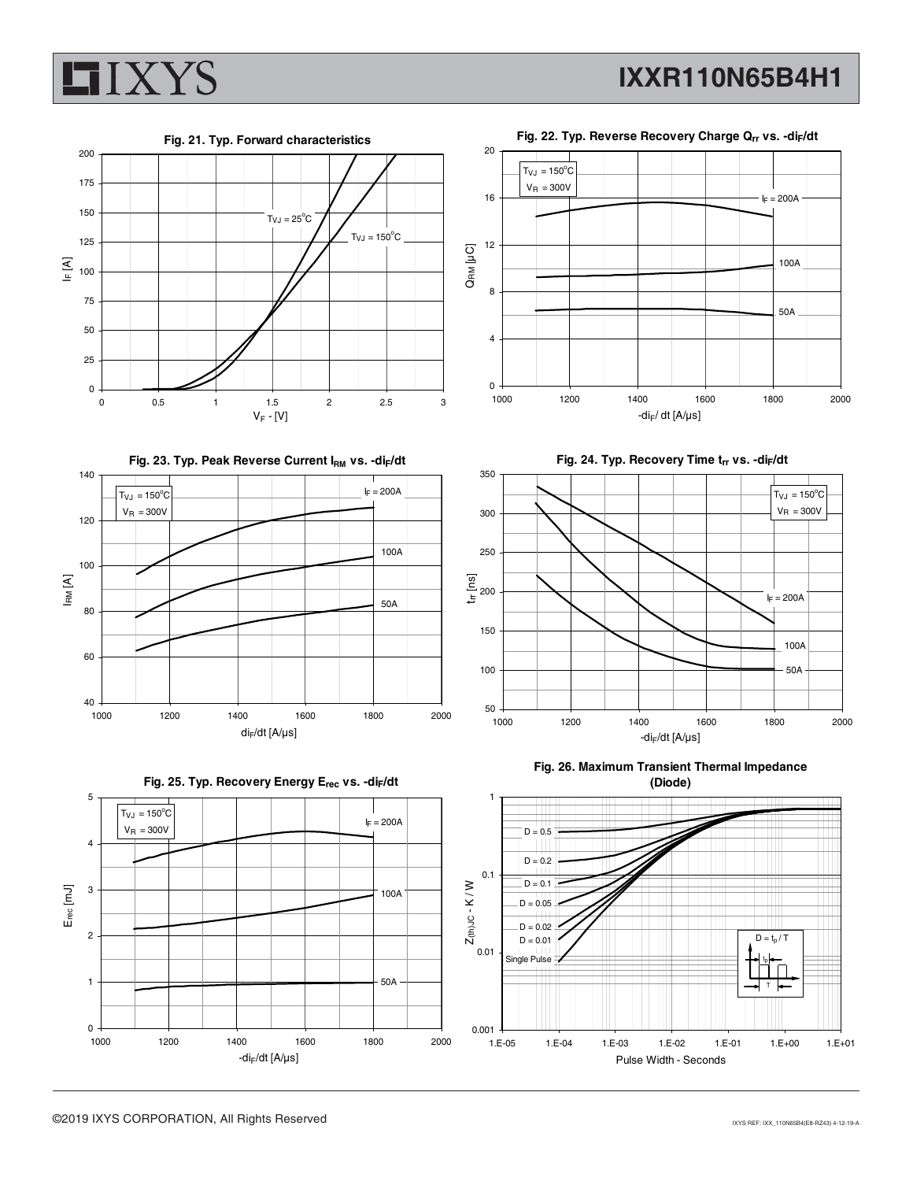Fig. 21. Typ. Forward characteristics

Fig. 22. Typ. Reverse Recovery Charge $Q_{rr}$ vs. $-di_F/dt$

Fig. 23. Typ. Peak Reverse Current $I_{RM}$ vs. $-di_F/dt$

Fig. 24. Typ. Recovery Time $t_{rr}$ vs. $-di_F/dt$

Fig. 25. Typ. Recovery Energy $E_{rec}$ vs. $-di_F/dt$

Fig. 26. Maximum Transient Thermal Impedance (Diode)

©2019 IXYS CORPORATION, All Rights Reserved

IXYS REF: IXX_110N65B4(E8-RZ43) 4-12-19-A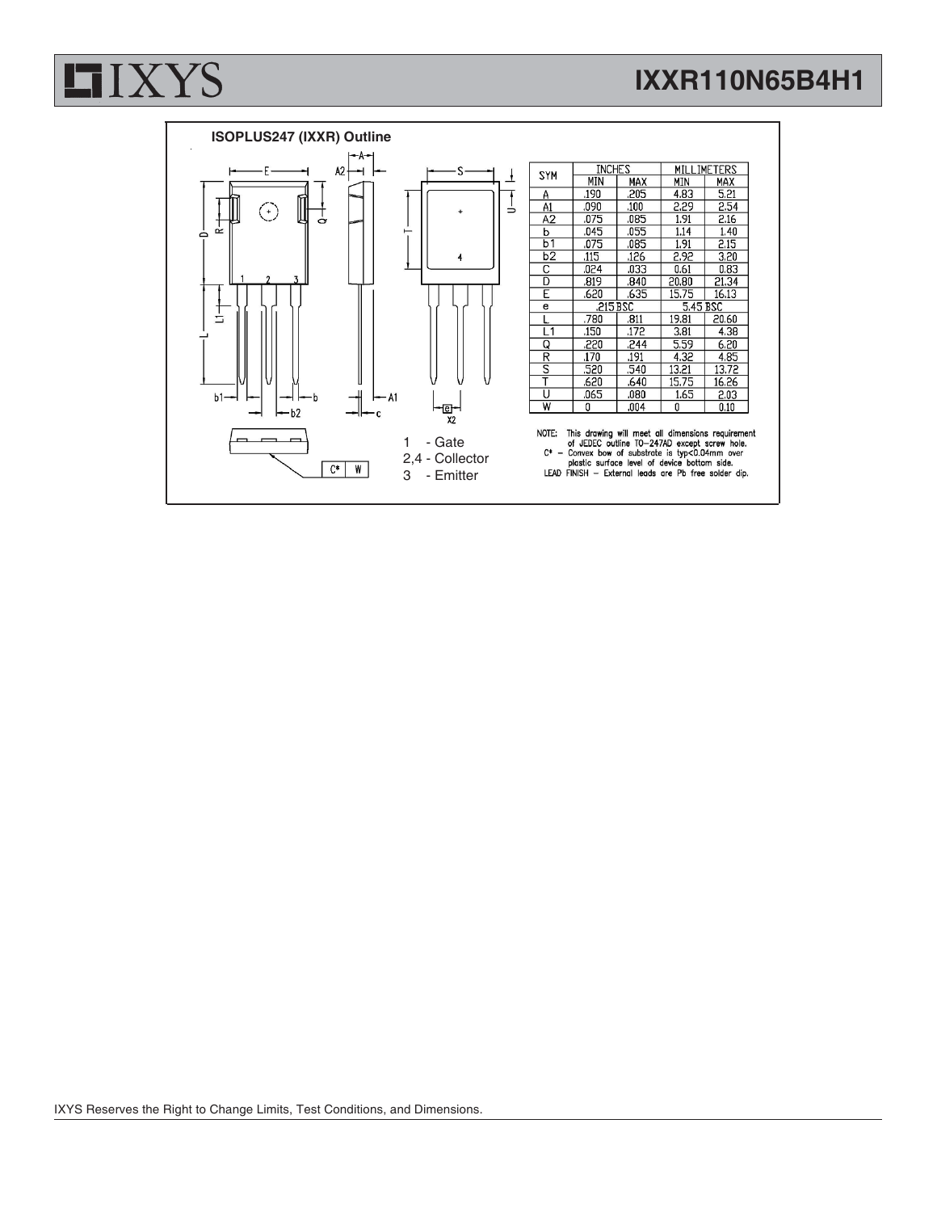## ISOPLUS247 (IXXR) Outline

| SYM | INCHES MIN | INCHES MAX | MILLIMETERS MIN | MILLIMETERS MAX |
|---|---|---|---|---|
| A | .190 | .205 | 4.83 | 5.21 |
| A1 | .090 | .100 | 2.29 | 2.54 |
| A2 | .075 | .085 | 1.91 | 2.16 |
| b | .045 | .055 | 1.14 | 1.40 |
| b1 | .075 | .085 | 1.91 | 2.15 |
| b2 | .115 | .126 | 2.92 | 3.20 |
| C | .024 | .033 | 0.61 | 0.83 |
| D | .819 | .840 | 20.80 | 21.34 |
| E | .620 | .635 | 15.75 | 16.13 |
| e | .215 BSC | | 5.45 BSC | |
| L | .780 | .811 | 19.81 | 20.60 |
| L1 | .150 | .172 | 3.81 | 4.38 |
| Q | .220 | .244 | 5.59 | 6.20 |
| R | .170 | .191 | 4.32 | 4.85 |
| S | .520 | .540 | 13.21 | 13.72 |
| T | .620 | .640 | 15.75 | 16.26 |
| U | .065 | .080 | 1.65 | 2.03 |
| W | 0 | .004 | 0 | 0.10 |

1 - Gate
2,4 - Collector
3 - Emitter

NOTE: This drawing will meet all dimensions requirement of JEDEC outline TO-247AD except screw hole.
C* – Convex bow of substrate is typ<0.04mm over plastic surface level of device bottom side.
LEAD FINISH – External leads are Pb free solder dip.

IXYS Reserves the Right to Change Limits, Test Conditions, and Dimensions.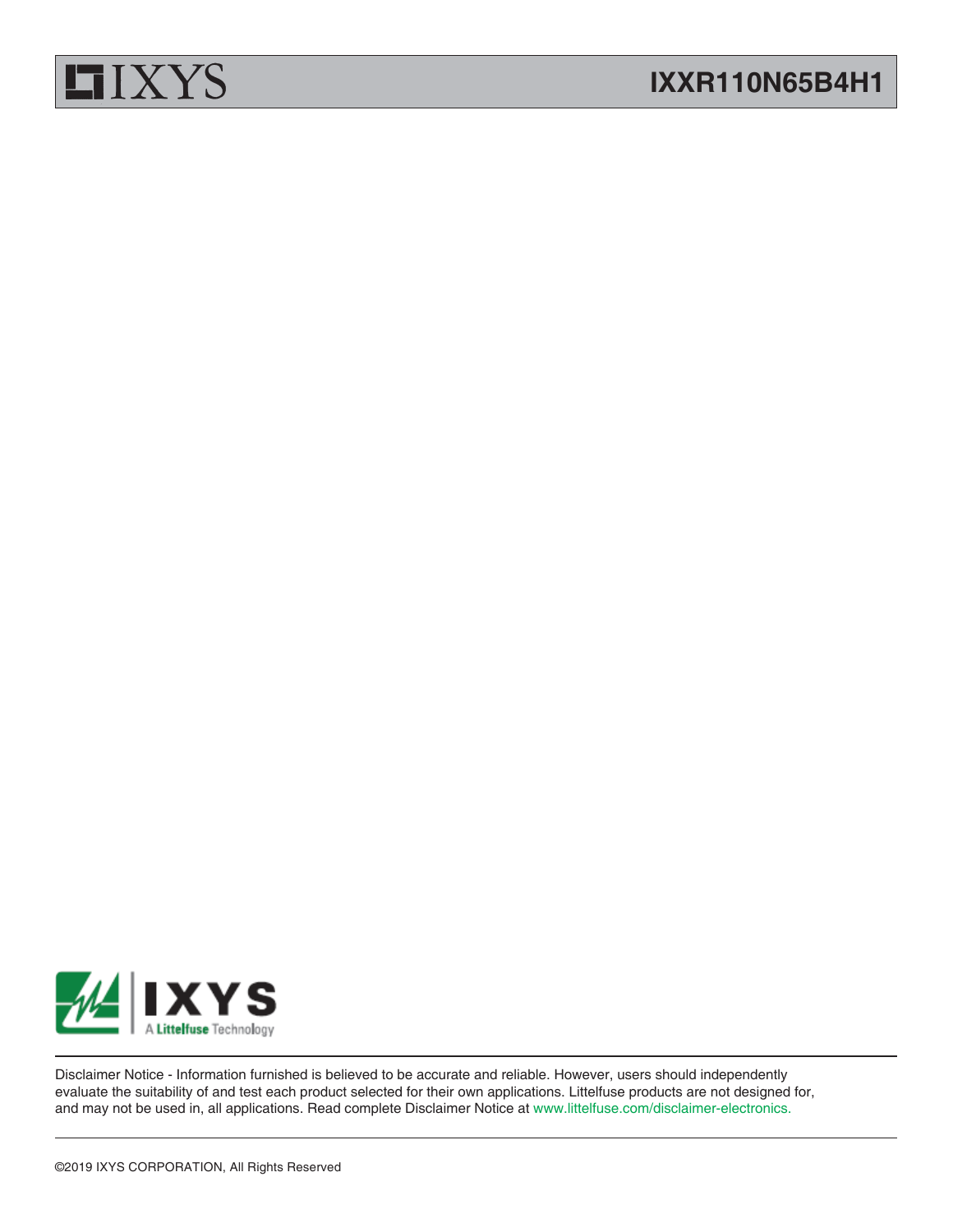Disclaimer Notice - Information furnished is believed to be accurate and reliable. However, users should independently evaluate the suitability of and test each product selected for their own applications. Littelfuse products are not designed for, and may not be used in, all applications. Read complete Disclaimer Notice at www.littelfuse.com/disclaimer-electronics.

©2019 IXYS CORPORATION, All Rights Reserved